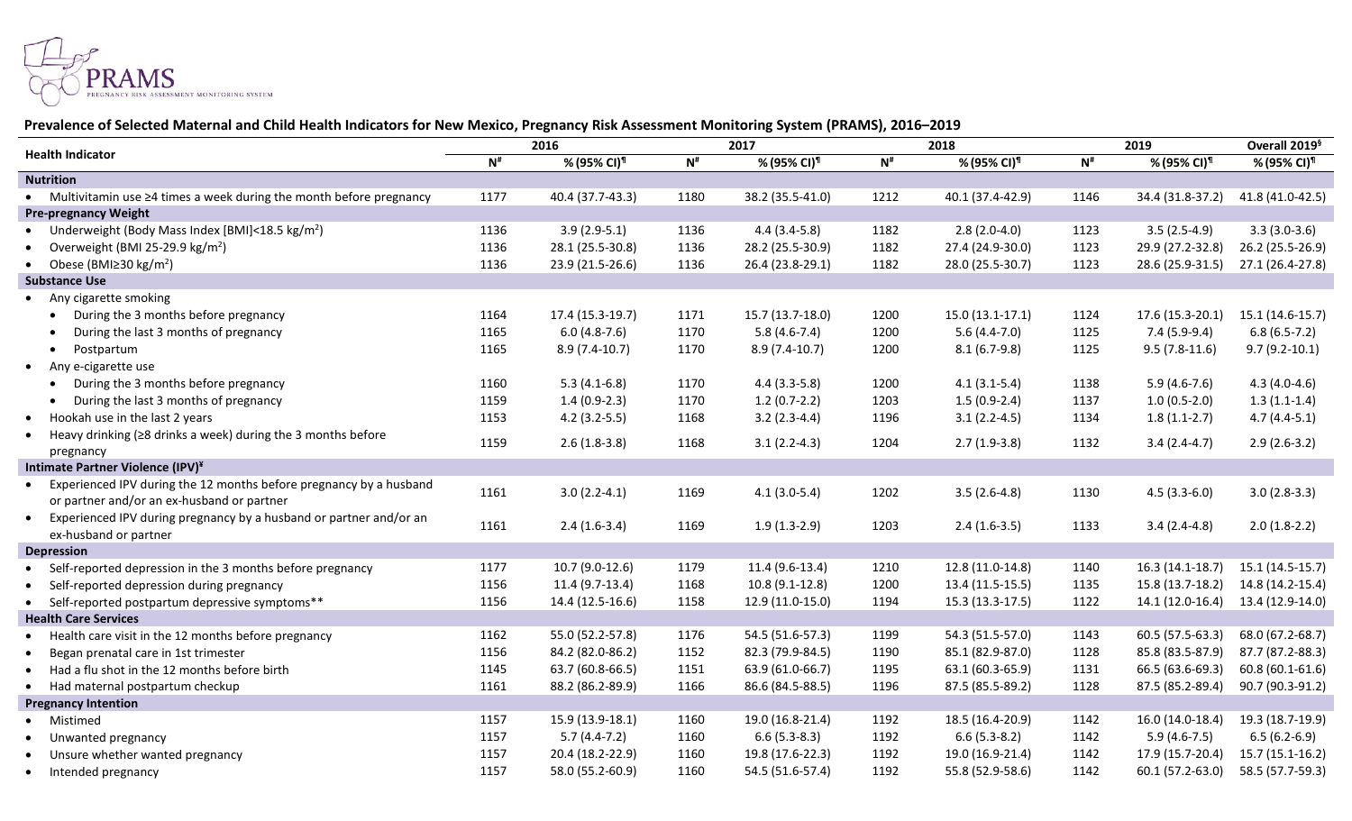PRAMS
PREGNANCY RISK ASSESSMENT MONITORING SYSTEM

## Prevalence of Selected Maternal and Child Health Indicators for New Mexico, Pregnancy Risk Assessment Monitoring System (PRAMS), 2016–2019

| Health Indicator | 2016 | | 2017 | | 2018 | | 2019 | | Overall 2019[§] |
|---|---|---|---|---|---|---|---|---|---|
| | N[#] | % (95% CI)[¶] | N[#] | % (95% CI)[¶] | N[#] | % (95% CI)[¶] | N[#] | % (95% CI)[¶] | % (95% CI)[¶] |
| **Nutrition** | | | | | | | | | |
| • Multivitamin use ≥4 times a week during the month before pregnancy | 1177 | 40.4 (37.7-43.3) | 1180 | 38.2 (35.5-41.0) | 1212 | 40.1 (37.4-42.9) | 1146 | 34.4 (31.8-37.2) | 41.8 (41.0-42.5) |
| **Pre-pregnancy Weight** | | | | | | | | | |
| • Underweight (Body Mass Index [BMI]<18.5 kg/m$^2$) | 1136 | 3.9 (2.9-5.1) | 1136 | 4.4 (3.4-5.8) | 1182 | 2.8 (2.0-4.0) | 1123 | 3.5 (2.5-4.9) | 3.3 (3.0-3.6) |
| • Overweight (BMI 25-29.9 kg/m$^2$) | 1136 | 28.1 (25.5-30.8) | 1136 | 28.2 (25.5-30.9) | 1182 | 27.4 (24.9-30.0) | 1123 | 29.9 (27.2-32.8) | 26.2 (25.5-26.9) |
| • Obese (BMI≥30 kg/m$^2$) | 1136 | 23.9 (21.5-26.6) | 1136 | 26.4 (23.8-29.1) | 1182 | 28.0 (25.5-30.7) | 1123 | 28.6 (25.9-31.5) | 27.1 (26.4-27.8) |
| **Substance Use** | | | | | | | | | |
| • Any cigarette smoking | | | | | | | | | |
| • During the 3 months before pregnancy | 1164 | 17.4 (15.3-19.7) | 1171 | 15.7 (13.7-18.0) | 1200 | 15.0 (13.1-17.1) | 1124 | 17.6 (15.3-20.1) | 15.1 (14.6-15.7) |
| • During the last 3 months of pregnancy | 1165 | 6.0 (4.8-7.6) | 1170 | 5.8 (4.6-7.4) | 1200 | 5.6 (4.4-7.0) | 1125 | 7.4 (5.9-9.4) | 6.8 (6.5-7.2) |
| • Postpartum | 1165 | 8.9 (7.4-10.7) | 1170 | 8.9 (7.4-10.7) | 1200 | 8.1 (6.7-9.8) | 1125 | 9.5 (7.8-11.6) | 9.7 (9.2-10.1) |
| • Any e-cigarette use | | | | | | | | | |
| • During the 3 months before pregnancy | 1160 | 5.3 (4.1-6.8) | 1170 | 4.4 (3.3-5.8) | 1200 | 4.1 (3.1-5.4) | 1138 | 5.9 (4.6-7.6) | 4.3 (4.0-4.6) |
| • During the last 3 months of pregnancy | 1159 | 1.4 (0.9-2.3) | 1170 | 1.2 (0.7-2.2) | 1203 | 1.5 (0.9-2.4) | 1137 | 1.0 (0.5-2.0) | 1.3 (1.1-1.4) |
| • Hookah use in the last 2 years | 1153 | 4.2 (3.2-5.5) | 1168 | 3.2 (2.3-4.4) | 1196 | 3.1 (2.2-4.5) | 1134 | 1.8 (1.1-2.7) | 4.7 (4.4-5.1) |
| • Heavy drinking (≥8 drinks a week) during the 3 months before pregnancy | 1159 | 2.6 (1.8-3.8) | 1168 | 3.1 (2.2-4.3) | 1204 | 2.7 (1.9-3.8) | 1132 | 3.4 (2.4-4.7) | 2.9 (2.6-3.2) |
| **Intimate Partner Violence (IPV)[¥]** | | | | | | | | | |
| • Experienced IPV during the 12 months before pregnancy by a husband or partner and/or an ex-husband or partner | 1161 | 3.0 (2.2-4.1) | 1169 | 4.1 (3.0-5.4) | 1202 | 3.5 (2.6-4.8) | 1130 | 4.5 (3.3-6.0) | 3.0 (2.8-3.3) |
| • Experienced IPV during pregnancy by a husband or partner and/or an ex-husband or partner | 1161 | 2.4 (1.6-3.4) | 1169 | 1.9 (1.3-2.9) | 1203 | 2.4 (1.6-3.5) | 1133 | 3.4 (2.4-4.8) | 2.0 (1.8-2.2) |
| **Depression** | | | | | | | | | |
| • Self-reported depression in the 3 months before pregnancy | 1177 | 10.7 (9.0-12.6) | 1179 | 11.4 (9.6-13.4) | 1210 | 12.8 (11.0-14.8) | 1140 | 16.3 (14.1-18.7) | 15.1 (14.5-15.7) |
| • Self-reported depression during pregnancy | 1156 | 11.4 (9.7-13.4) | 1168 | 10.8 (9.1-12.8) | 1200 | 13.4 (11.5-15.5) | 1135 | 15.8 (13.7-18.2) | 14.8 (14.2-15.4) |
| • Self-reported postpartum depressive symptoms** | 1156 | 14.4 (12.5-16.6) | 1158 | 12.9 (11.0-15.0) | 1194 | 15.3 (13.3-17.5) | 1122 | 14.1 (12.0-16.4) | 13.4 (12.9-14.0) |
| **Health Care Services** | | | | | | | | | |
| • Health care visit in the 12 months before pregnancy | 1162 | 55.0 (52.2-57.8) | 1176 | 54.5 (51.6-57.3) | 1199 | 54.3 (51.5-57.0) | 1143 | 60.5 (57.5-63.3) | 68.0 (67.2-68.7) |
| • Began prenatal care in 1st trimester | 1156 | 84.2 (82.0-86.2) | 1152 | 82.3 (79.9-84.5) | 1190 | 85.1 (82.9-87.0) | 1128 | 85.8 (83.5-87.9) | 87.7 (87.2-88.3) |
| • Had a flu shot in the 12 months before birth | 1145 | 63.7 (60.8-66.5) | 1151 | 63.9 (61.0-66.7) | 1195 | 63.1 (60.3-65.9) | 1131 | 66.5 (63.6-69.3) | 60.8 (60.1-61.6) |
| • Had maternal postpartum checkup | 1161 | 88.2 (86.2-89.9) | 1166 | 86.6 (84.5-88.5) | 1196 | 87.5 (85.5-89.2) | 1128 | 87.5 (85.2-89.4) | 90.7 (90.3-91.2) |
| **Pregnancy Intention** | | | | | | | | | |
| • Mistimed | 1157 | 15.9 (13.9-18.1) | 1160 | 19.0 (16.8-21.4) | 1192 | 18.5 (16.4-20.9) | 1142 | 16.0 (14.0-18.4) | 19.3 (18.7-19.9) |
| • Unwanted pregnancy | 1157 | 5.7 (4.4-7.2) | 1160 | 6.6 (5.3-8.3) | 1192 | 6.6 (5.3-8.2) | 1142 | 5.9 (4.6-7.5) | 6.5 (6.2-6.9) |
| • Unsure whether wanted pregnancy | 1157 | 20.4 (18.2-22.9) | 1160 | 19.8 (17.6-22.3) | 1192 | 19.0 (16.9-21.4) | 1142 | 17.9 (15.7-20.4) | 15.7 (15.1-16.2) |
| • Intended pregnancy | 1157 | 58.0 (55.2-60.9) | 1160 | 54.5 (51.6-57.4) | 1192 | 55.8 (52.9-58.6) | 1142 | 60.1 (57.2-63.0) | 58.5 (57.7-59.3) |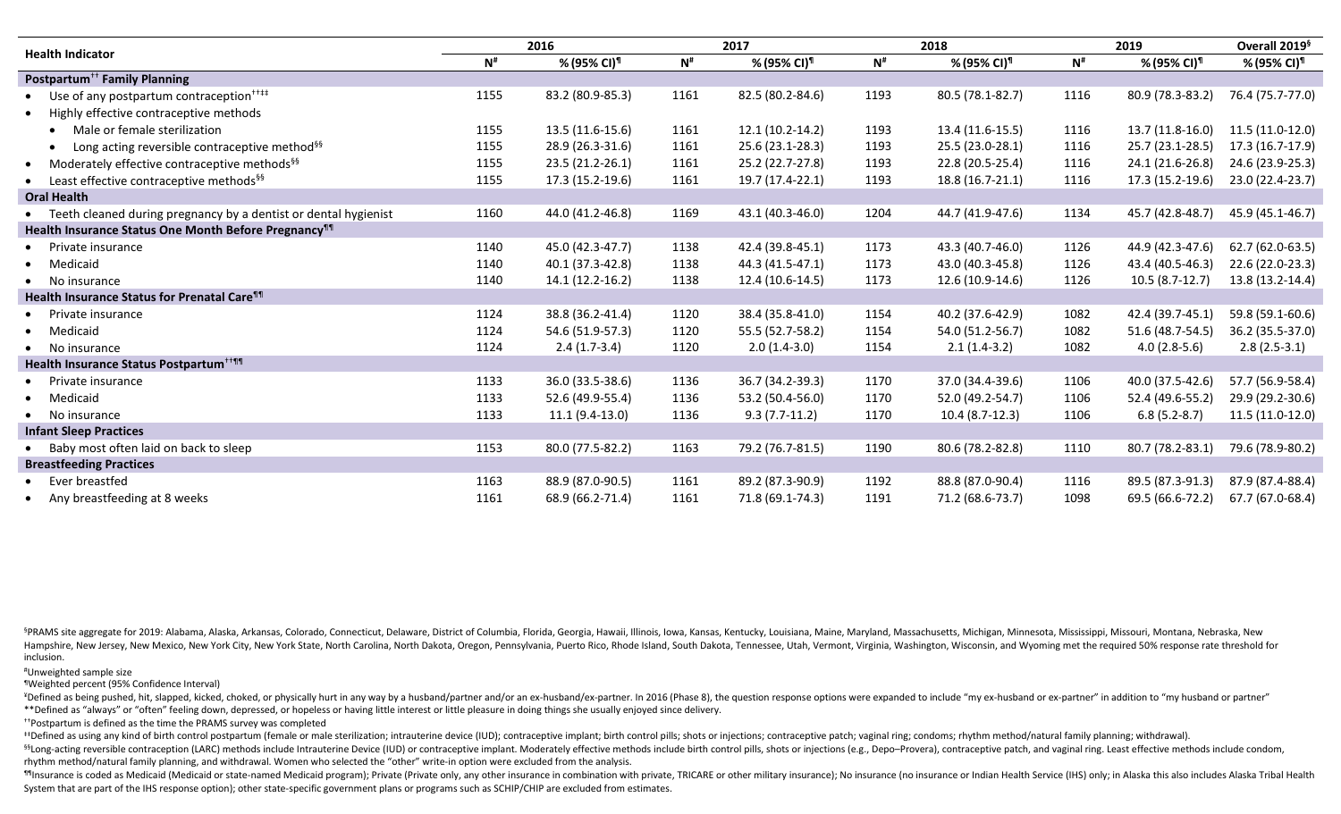| Health Indicator | 2016 | | 2017 | | 2018 | | 2019 | | Overall 2019[§] |
|---|---|---|---|---|---|---|---|---|---|
| | N[#] | % (95% CI)[¶] | N[#] | % (95% CI)[¶] | N[#] | % (95% CI)[¶] | N[#] | % (95% CI)[¶] | % (95% CI)[¶] |
| **Postpartum[††] Family Planning** | | | | | | | | | |
| • Use of any postpartum contraception[†††‡] | 1155 | 83.2 (80.9-85.3) | 1161 | 82.5 (80.2-84.6) | 1193 | 80.5 (78.1-82.7) | 1116 | 80.9 (78.3-83.2) | 76.4 (75.7-77.0) |
| • Highly effective contraceptive methods | | | | | | | | | |
| • Male or female sterilization | 1155 | 13.5 (11.6-15.6) | 1161 | 12.1 (10.2-14.2) | 1193 | 13.4 (11.6-15.5) | 1116 | 13.7 (11.8-16.0) | 11.5 (11.0-12.0) |
| • Long acting reversible contraceptive method[§§] | 1155 | 28.9 (26.3-31.6) | 1161 | 25.6 (23.1-28.3) | 1193 | 25.5 (23.0-28.1) | 1116 | 25.7 (23.1-28.5) | 17.3 (16.7-17.9) |
| • Moderately effective contraceptive methods[§§] | 1155 | 23.5 (21.2-26.1) | 1161 | 25.2 (22.7-27.8) | 1193 | 22.8 (20.5-25.4) | 1116 | 24.1 (21.6-26.8) | 24.6 (23.9-25.3) |
| • Least effective contraceptive methods[§§] | 1155 | 17.3 (15.2-19.6) | 1161 | 19.7 (17.4-22.1) | 1193 | 18.8 (16.7-21.1) | 1116 | 17.3 (15.2-19.6) | 23.0 (22.4-23.7) |
| **Oral Health** | | | | | | | | | |
| • Teeth cleaned during pregnancy by a dentist or dental hygienist | 1160 | 44.0 (41.2-46.8) | 1169 | 43.1 (40.3-46.0) | 1204 | 44.7 (41.9-47.6) | 1134 | 45.7 (42.8-48.7) | 45.9 (45.1-46.7) |
| **Health Insurance Status One Month Before Pregnancy[¶¶]** | | | | | | | | | |
| • Private insurance | 1140 | 45.0 (42.3-47.7) | 1138 | 42.4 (39.8-45.1) | 1173 | 43.3 (40.7-46.0) | 1126 | 44.9 (42.3-47.6) | 62.7 (62.0-63.5) |
| • Medicaid | 1140 | 40.1 (37.3-42.8) | 1138 | 44.3 (41.5-47.1) | 1173 | 43.0 (40.3-45.8) | 1126 | 43.4 (40.5-46.3) | 22.6 (22.0-23.3) |
| • No insurance | 1140 | 14.1 (12.2-16.2) | 1138 | 12.4 (10.6-14.5) | 1173 | 12.6 (10.9-14.6) | 1126 | 10.5 (8.7-12.7) | 13.8 (13.2-14.4) |
| **Health Insurance Status for Prenatal Care[¶¶]** | | | | | | | | | |
| • Private insurance | 1124 | 38.8 (36.2-41.4) | 1120 | 38.4 (35.8-41.0) | 1154 | 40.2 (37.6-42.9) | 1082 | 42.4 (39.7-45.1) | 59.8 (59.1-60.6) |
| • Medicaid | 1124 | 54.6 (51.9-57.3) | 1120 | 55.5 (52.7-58.2) | 1154 | 54.0 (51.2-56.7) | 1082 | 51.6 (48.7-54.5) | 36.2 (35.5-37.0) |
| • No insurance | 1124 | 2.4 (1.7-3.4) | 1120 | 2.0 (1.4-3.0) | 1154 | 2.1 (1.4-3.2) | 1082 | 4.0 (2.8-5.6) | 2.8 (2.5-3.1) |
| **Health Insurance Status Postpartum[††¶¶]** | | | | | | | | | |
| • Private insurance | 1133 | 36.0 (33.5-38.6) | 1136 | 36.7 (34.2-39.3) | 1170 | 37.0 (34.4-39.6) | 1106 | 40.0 (37.5-42.6) | 57.7 (56.9-58.4) |
| • Medicaid | 1133 | 52.6 (49.9-55.4) | 1136 | 53.2 (50.4-56.0) | 1170 | 52.0 (49.2-54.7) | 1106 | 52.4 (49.6-55.2) | 29.9 (29.2-30.6) |
| • No insurance | 1133 | 11.1 (9.4-13.0) | 1136 | 9.3 (7.7-11.2) | 1170 | 10.4 (8.7-12.3) | 1106 | 6.8 (5.2-8.7) | 11.5 (11.0-12.0) |
| **Infant Sleep Practices** | | | | | | | | | |
| • Baby most often laid on back to sleep | 1153 | 80.0 (77.5-82.2) | 1163 | 79.2 (76.7-81.5) | 1190 | 80.6 (78.2-82.8) | 1110 | 80.7 (78.2-83.1) | 79.6 (78.9-80.2) |
| **Breastfeeding Practices** | | | | | | | | | |
| • Ever breastfed | 1163 | 88.9 (87.0-90.5) | 1161 | 89.2 (87.3-90.9) | 1192 | 88.8 (87.0-90.4) | 1116 | 89.5 (87.3-91.3) | 87.9 (87.4-88.4) |
| • Any breastfeeding at 8 weeks | 1161 | 68.9 (66.2-71.4) | 1161 | 71.8 (69.1-74.3) | 1191 | 71.2 (68.6-73.7) | 1098 | 69.5 (66.6-72.2) | 67.7 (67.0-68.4) |

[§]PRAMS site aggregate for 2019: Alabama, Alaska, Arkansas, Colorado, Connecticut, Delaware, District of Columbia, Florida, Georgia, Hawaii, Illinois, Iowa, Kansas, Kentucky, Louisiana, Maine, Maryland, Massachusetts, Michigan, Minnesota, Mississippi, Missouri, Montana, Nebraska, New Hampshire, New Jersey, New Mexico, New York City, New York State, North Carolina, North Dakota, Oregon, Pennsylvania, Puerto Rico, Rhode Island, South Dakota, Tennessee, Utah, Vermont, Virginia, Washington, Wisconsin, and Wyoming met the required 50% response rate threshold for inclusion.

[#]Unweighted sample size

[¶]Weighted percent (95% Confidence Interval)

[¥]Defined as being pushed, hit, slapped, kicked, choked, or physically hurt in any way by a husband/partner and/or an ex-husband/ex-partner. In 2016 (Phase 8), the question response options were expanded to include "my ex-husband or ex-partner" in addition to "my husband or partner"

**Defined as "always" or "often" feeling down, depressed, or hopeless or having little interest or little pleasure in doing things she usually enjoyed since delivery.

[††]Postpartum is defined as the time the PRAMS survey was completed

[‡‡]Defined as using any kind of birth control postpartum (female or male sterilization; intrauterine device (IUD); contraceptive implant; birth control pills; shots or injections; contraceptive patch; vaginal ring; condoms; rhythm method/natural family planning; withdrawal).

[§§]Long-acting reversible contraception (LARC) methods include Intrauterine Device (IUD) or contraceptive implant. Moderately effective methods include birth control pills, shots or injections (e.g., Depo–Provera), contraceptive patch, and vaginal ring. Least effective methods include condom, rhythm method/natural family planning, and withdrawal. Women who selected the "other" write-in option were excluded from the analysis.

[¶¶]Insurance is coded as Medicaid (Medicaid or state-named Medicaid program); Private (Private only, any other insurance in combination with private, TRICARE or other military insurance); No insurance (no insurance or Indian Health Service (IHS) only; in Alaska this also includes Alaska Tribal Health System that are part of the IHS response option); other state-specific government plans or programs such as SCHIP/CHIP are excluded from estimates.